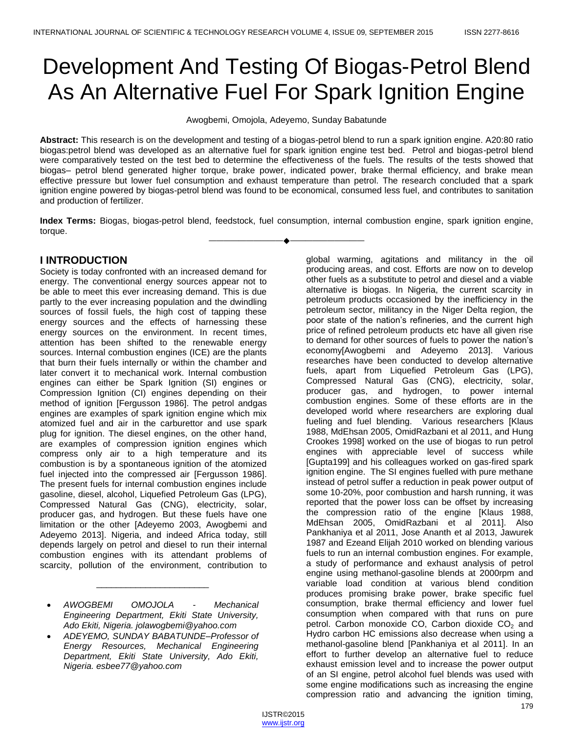# Development And Testing Of Biogas-Petrol Blend As An Alternative Fuel For Spark Ignition Engine

Awogbemi, Omojola, Adeyemo, Sunday Babatunde

**Abstract:** This research is on the development and testing of a biogas-petrol blend to run a spark ignition engine. A20:80 ratio biogas:petrol blend was developed as an alternative fuel for spark ignition engine test bed. Petrol and biogas-petrol blend were comparatively tested on the test bed to determine the effectiveness of the fuels. The results of the tests showed that biogas– petrol blend generated higher torque, brake power, indicated power, brake thermal efficiency, and brake mean effective pressure but lower fuel consumption and exhaust temperature than petrol. The research concluded that a spark ignition engine powered by biogas-petrol blend was found to be economical, consumed less fuel, and contributes to sanitation and production of fertilizer.

**Index Terms:** Biogas, biogas-petrol blend, feedstock, fuel consumption, internal combustion engine, spark ignition engine, torque.

---

## I INTRODUCTION

Society is today confronted with an increased demand for energy. The conventional energy sources appear not to be able to meet this ever increasing demand. This is due partly to the ever increasing population and the dwindling sources of fossil fuels, the high cost of tapping these energy sources and the effects of harnessing these energy sources on the environment. In recent times, attention has been shifted to the renewable energy sources. Internal combustion engines (ICE) are the plants that burn their fuels internally or within the chamber and later convert it to mechanical work. Internal combustion engines can either be Spark Ignition (SI) engines or Compression Ignition (CI) engines depending on their method of ignition [Fergusson 1986]. The petrol andgas engines are examples of spark ignition engine which mix atomized fuel and air in the carburettor and use spark plug for ignition. The diesel engines, on the other hand, are examples of compression ignition engines which compress only air to a high temperature and its combustion is by a spontaneous ignition of the atomized fuel injected into the compressed air [Fergusson 1986]. The present fuels for internal combustion engines include gasoline, diesel, alcohol, Liquefied Petroleum Gas (LPG), Compressed Natural Gas (CNG), electricity, solar, producer gas, and hydrogen. But these fuels have one limitation or the other [Adeyemo 2003, Awogbemi and Adeyemo 2013]. Nigeria, and indeed Africa today, still depends largely on petrol and diesel to run their internal combustion engines with its attendant problems of scarcity, pollution of the environment, contribution to global warming, agitations and militancy in the oil producing areas, and cost. Efforts are now on to develop other fuels as a substitute to petrol and diesel and a viable alternative is biogas. In Nigeria, the current scarcity in petroleum products occasioned by the inefficiency in the petroleum sector, militancy in the Niger Delta region, the poor state of the nation's refineries, and the current high price of refined petroleum products etc have all given rise to demand for other sources of fuels to power the nation's economy[Awogbemi and Adeyemo 2013]. Various researches have been conducted to develop alternative fuels, apart from Liquefied Petroleum Gas (LPG), Compressed Natural Gas (CNG), electricity, solar, producer gas, and hydrogen, to power internal combustion engines. Some of these efforts are in the developed world where researchers are exploring dual fueling and fuel blending. Various researchers [Klaus 1988, MdEhsan 2005, OmidRazbani et al 2011, and Hung Crookes 1998] worked on the use of biogas to run petrol engines with appreciable level of success while [Gupta199] and his colleagues worked on gas-fired spark ignition engine. The SI engines fuelled with pure methane instead of petrol suffer a reduction in peak power output of some 10-20%, poor combustion and harsh running, it was reported that the power loss can be offset by increasing the compression ratio of the engine [Klaus 1988, MdEhsan 2005, OmidRazbani et al 2011]. Also Pankhaniya et al 2011, Jose Ananth et al 2013, Jawurek 1987 and Ezeand Elijah 2010 worked on blending various fuels to run an internal combustion engines. For example, a study of performance and exhaust analysis of petrol engine using methanol-gasoline blends at 2000rpm and variable load condition at various blend condition produces promising brake power, brake specific fuel consumption, brake thermal efficiency and lower fuel consumption when compared with that runs on pure petrol. Carbon monoxide CO, Carbon dioxide $CO_2$ and Hydro carbon HC emissions also decrease when using a methanol-gasoline blend [Pankhaniya et al 2011]. In an effort to further develop an alternative fuel to reduce exhaust emission level and to increase the power output of an SI engine, petrol alcohol fuel blends was used with some engine modifications such as increasing the engine compression ratio and advancing the ignition timing,

---

- *AWOGBEMI OMOJOLA - Mechanical Engineering Department, Ekiti State University, Ado Ekiti, Nigeria. jolawogbemi@yahoo.com*
- *ADEYEMO, SUNDAY BABATUNDE–Professor of Energy Resources, Mechanical Engineering Department, Ekiti State University, Ado Ekiti, Nigeria. esbee77@yahoo.com*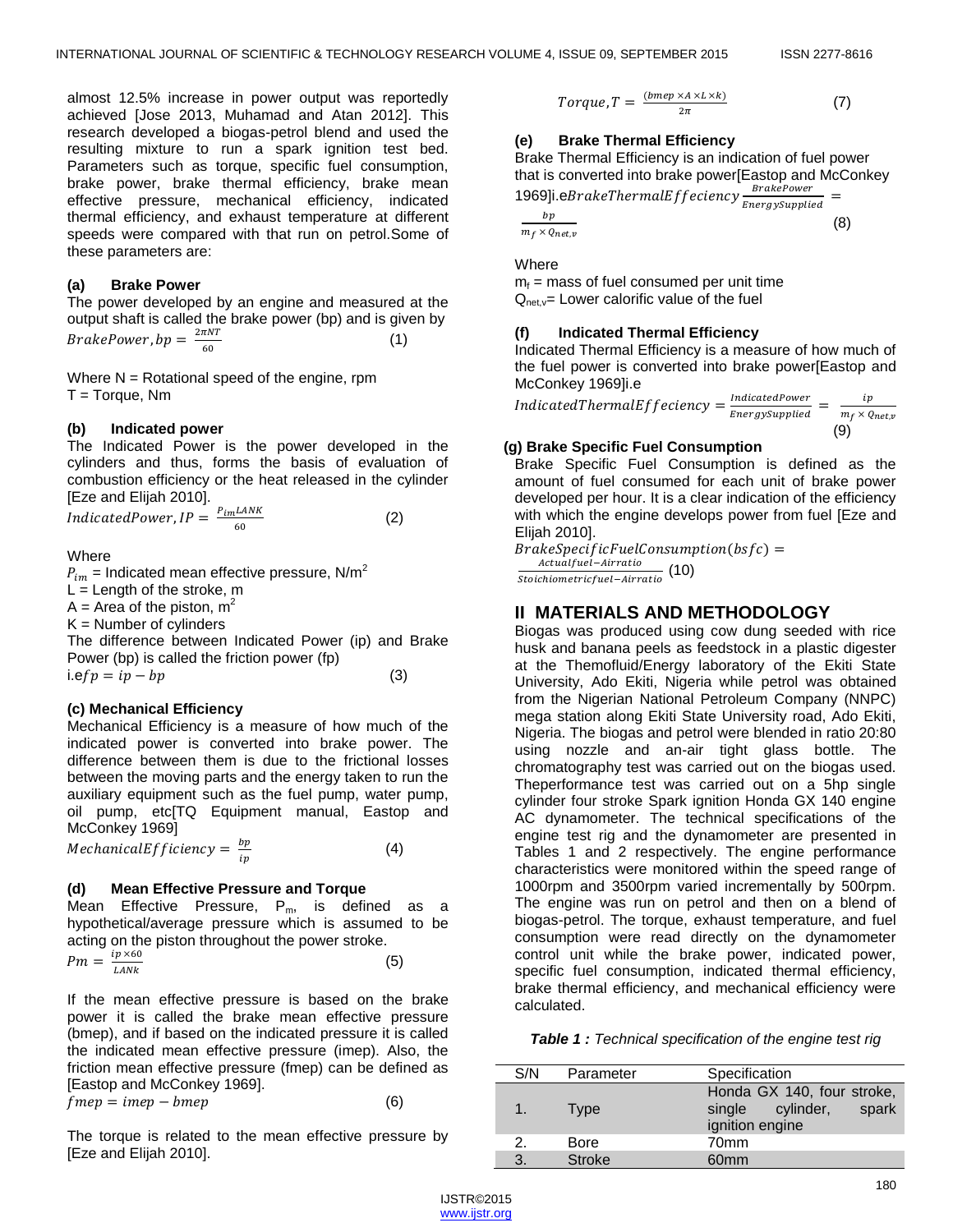almost 12.5% increase in power output was reportedly achieved [Jose 2013, Muhamad and Atan 2012]. This research developed a biogas-petrol blend and used the resulting mixture to run a spark ignition test bed. Parameters such as torque, specific fuel consumption, brake power, brake thermal efficiency, brake mean effective pressure, mechanical efficiency, indicated thermal efficiency, and exhaust temperature at different speeds were compared with that run on petrol.Some of these parameters are:

### (a) Brake Power

The power developed by an engine and measured at the output shaft is called the brake power (bp) and is given by

$$BrakePower, bp = \frac{2\pi NT}{60} \quad (1)$$

Where N = Rotational speed of the engine, rpm
T = Torque, Nm

### (b) Indicated power

The Indicated Power is the power developed in the cylinders and thus, forms the basis of evaluation of combustion efficiency or the heat released in the cylinder [Eze and Elijah 2010].

$$IndicatedPower, IP = \frac{P_{im}LANK}{60} \quad (2)$$

Where
$P_{im}$ = Indicated mean effective pressure, N/m$^2$
L = Length of the stroke, m
A = Area of the piston, m$^2$
K = Number of cylinders
The difference between Indicated Power (ip) and Brake Power (bp) is called the friction power (fp)
i.e $fp = ip - bp$ (3)

### (c) Mechanical Efficiency

Mechanical Efficiency is a measure of how much of the indicated power is converted into brake power. The difference between them is due to the frictional losses between the moving parts and the energy taken to run the auxiliary equipment such as the fuel pump, water pump, oil pump, etc[TQ Equipment manual, Eastop and McConkey 1969]

$$MechanicalEfficiency = \frac{bp}{ip} \quad (4)$$

### (d) Mean Effective Pressure and Torque

Mean Effective Pressure, $P_m$, is defined as a hypothetical/average pressure which is assumed to be acting on the piston throughout the power stroke.

$$Pm = \frac{ip \times 60}{LANk} \quad (5)$$

If the mean effective pressure is based on the brake power it is called the brake mean effective pressure (bmep), and if based on the indicated pressure it is called the indicated mean effective pressure (imep). Also, the friction mean effective pressure (fmep) can be defined as [Eastop and McConkey 1969].

$$fmep = imep - bmep \quad (6)$$

The torque is related to the mean effective pressure by [Eze and Elijah 2010].

$$Torque, T = \frac{(bmep \times A \times L \times k)}{2\pi} \quad (7)$$

### (e) Brake Thermal Efficiency

Brake Thermal Efficiency is an indication of fuel power that is converted into brake power[Eastop and McConkey 1969]i.e

$$BrakeThermalEffeciency\frac{BrakePower}{EnergySupplied} = \frac{bp}{m_f \times Q_{net,v}} \quad (8)$$

Where
$m_f$ = mass of fuel consumed per unit time
$Q_{net,v}$= Lower calorific value of the fuel

### (f) Indicated Thermal Efficiency

Indicated Thermal Efficiency is a measure of how much of the fuel power is converted into brake power[Eastop and McConkey 1969]i.e

$$IndicatedThermalEffeciency = \frac{IndicatedPower}{EnergySupplied} = \frac{ip}{m_f \times Q_{net,v}} \quad (9)$$

### (g) Brake Specific Fuel Consumption

Brake Specific Fuel Consumption is defined as the amount of fuel consumed for each unit of brake power developed per hour. It is a clear indication of the efficiency with which the engine develops power from fuel [Eze and Elijah 2010].

$$BrakeSpecificFuelConsumption(bsfc) = \frac{Actualfuel-Airratio}{Stoichiometricfuel-Airratio} \quad (10)$$

## II MATERIALS AND METHODOLOGY

Biogas was produced using cow dung seeded with rice husk and banana peels as feedstock in a plastic digester at the Themofluid/Energy laboratory of the Ekiti State University, Ado Ekiti, Nigeria while petrol was obtained from the Nigerian National Petroleum Company (NNPC) mega station along Ekiti State University road, Ado Ekiti, Nigeria. The biogas and petrol were blended in ratio 20:80 using nozzle and an-air tight glass bottle. The chromatography test was carried out on the biogas used. Theperformance test was carried out on a 5hp single cylinder four stroke Spark ignition Honda GX 140 engine AC dynamometer. The technical specifications of the engine test rig and the dynamometer are presented in Tables 1 and 2 respectively. The engine performance characteristics were monitored within the speed range of 1000rpm and 3500rpm varied incrementally by 500rpm. The engine was run on petrol and then on a blend of biogas-petrol. The torque, exhaust temperature, and fuel consumption were read directly on the dynamometer control unit while the brake power, indicated power, specific fuel consumption, indicated thermal efficiency, brake thermal efficiency, and mechanical efficiency were calculated.

***Table 1 :*** *Technical specification of the engine test rig*

| S/N | Parameter | Specification |
|---|---|---|
| 1. | Type | Honda GX 140, four stroke, single cylinder, spark ignition engine |
| 2. | Bore | 70mm |
| 3. | Stroke | 60mm |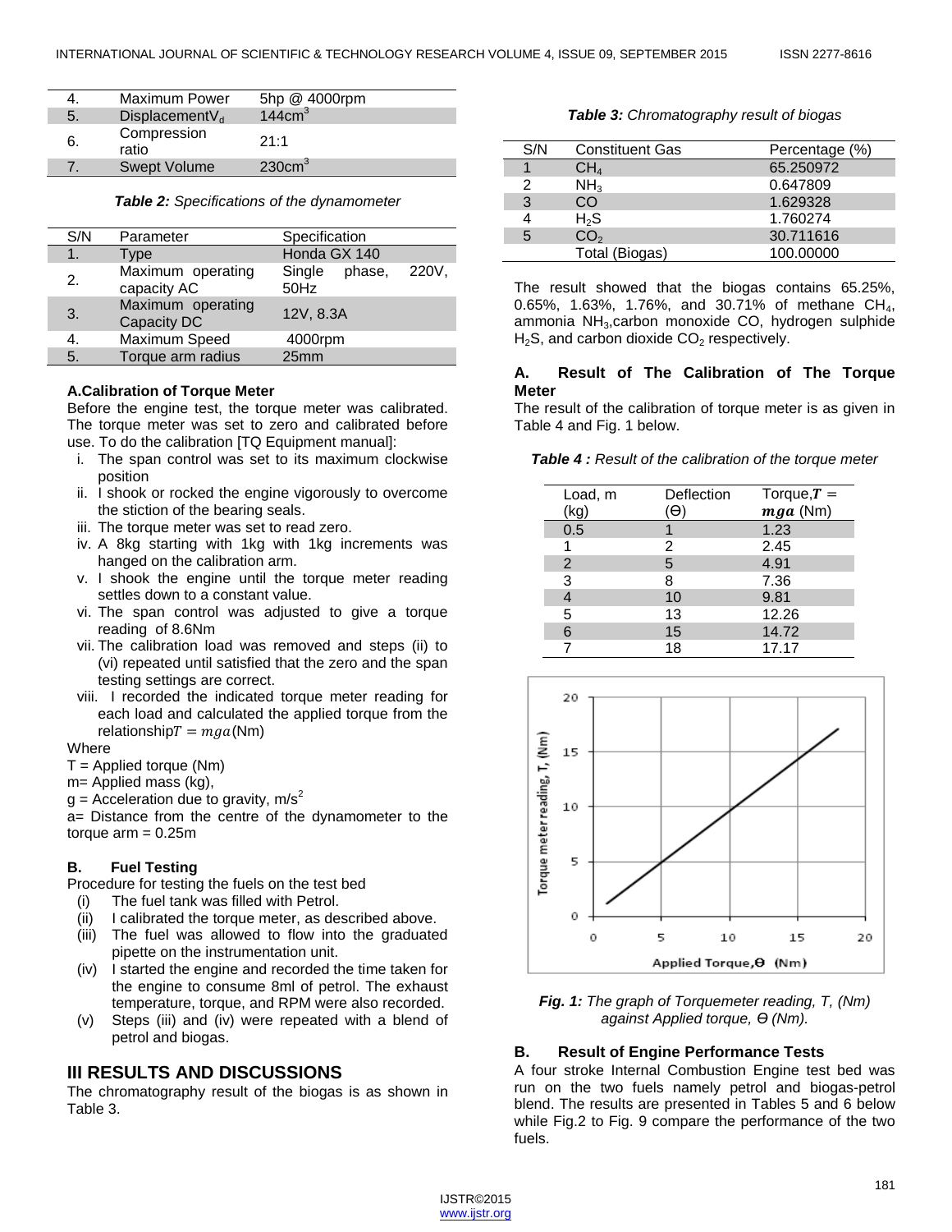| 4. | Maximum Power | 5hp @ 4000rpm |
|---|---|---|
| 5. | Displacement$V_d$ | $144cm^3$ |
| 6. | Compression ratio | 21:1 |
| 7. | Swept Volume | $230cm^3$ |

***Table 2:*** *Specifications of the dynamometer*

| S/N | Parameter | Specification |
|---|---|---|
| 1. | Type | Honda GX 140 |
| 2. | Maximum operating capacity AC | Single phase, 220V, 50Hz |
| 3. | Maximum operating Capacity DC | 12V, 8.3A |
| 4. | Maximum Speed | 4000rpm |
| 5. | Torque arm radius | 25mm |

**A.Calibration of Torque Meter**

Before the engine test, the torque meter was calibrated. The torque meter was set to zero and calibrated before use. To do the calibration [TQ Equipment manual]:

i. The span control was set to its maximum clockwise position
ii. I shook or rocked the engine vigorously to overcome the stiction of the bearing seals.
iii. The torque meter was set to read zero.
iv. A 8kg starting with 1kg with 1kg increments was hanged on the calibration arm.
v. I shook the engine until the torque meter reading settles down to a constant value.
vi. The span control was adjusted to give a torque reading of 8.6Nm
vii. The calibration load was removed and steps (ii) to (vi) repeated until satisfied that the zero and the span testing settings are correct.
viii. I recorded the indicated torque meter reading for each load and calculated the applied torque from the relationship$T = mga$(Nm)

Where

T = Applied torque (Nm)

m= Applied mass (kg),

g = Acceleration due to gravity, $m/s^2$

a= Distance from the centre of the dynamometer to the torque arm = 0.25m

**B. Fuel Testing**

Procedure for testing the fuels on the test bed

(i) The fuel tank was filled with Petrol.
(ii) I calibrated the torque meter, as described above.
(iii) The fuel was allowed to flow into the graduated pipette on the instrumentation unit.
(iv) I started the engine and recorded the time taken for the engine to consume 8ml of petrol. The exhaust temperature, torque, and RPM were also recorded.
(v) Steps (iii) and (iv) were repeated with a blend of petrol and biogas.

## III RESULTS AND DISCUSSIONS

The chromatography result of the biogas is as shown in Table 3.

***Table 3:*** *Chromatography result of biogas*

| S/N | Constituent Gas | Percentage (%) |
|---|---|---|
| 1 | $CH_4$ | 65.250972 |
| 2 | $NH_3$ | 0.647809 |
| 3 | CO | 1.629328 |
| 4 | $H_2S$ | 1.760274 |
| 5 | $CO_2$ | 30.711616 |
| | Total (Biogas) | 100.00000 |

The result showed that the biogas contains 65.25%, 0.65%, 1.63%, 1.76%, and 30.71% of methane $CH_4$, ammonia $NH_3$,carbon monoxide CO, hydrogen sulphide $H_2S$, and carbon dioxide $CO_2$ respectively.

**A. Result of The Calibration of The Torque Meter**

The result of the calibration of torque meter is as given in Table 4 and Fig. 1 below.

***Table 4 :*** *Result of the calibration of the torque meter*

| Load, m (kg) | Deflection (Ɵ) | Torque,$T = mga$ (Nm) |
|---|---|---|
| 0.5 | 1 | 1.23 |
| 1 | 2 | 2.45 |
| 2 | 5 | 4.91 |
| 3 | 8 | 7.36 |
| 4 | 10 | 9.81 |
| 5 | 13 | 12.26 |
| 6 | 15 | 14.72 |
| 7 | 18 | 17.17 |

***Fig. 1:*** *The graph of Torquemeter reading, T, (Nm) against Applied torque, Ɵ (Nm).*

**B. Result of Engine Performance Tests**

A four stroke Internal Combustion Engine test bed was run on the two fuels namely petrol and biogas-petrol blend. The results are presented in Tables 5 and 6 below while Fig.2 to Fig. 9 compare the performance of the two fuels.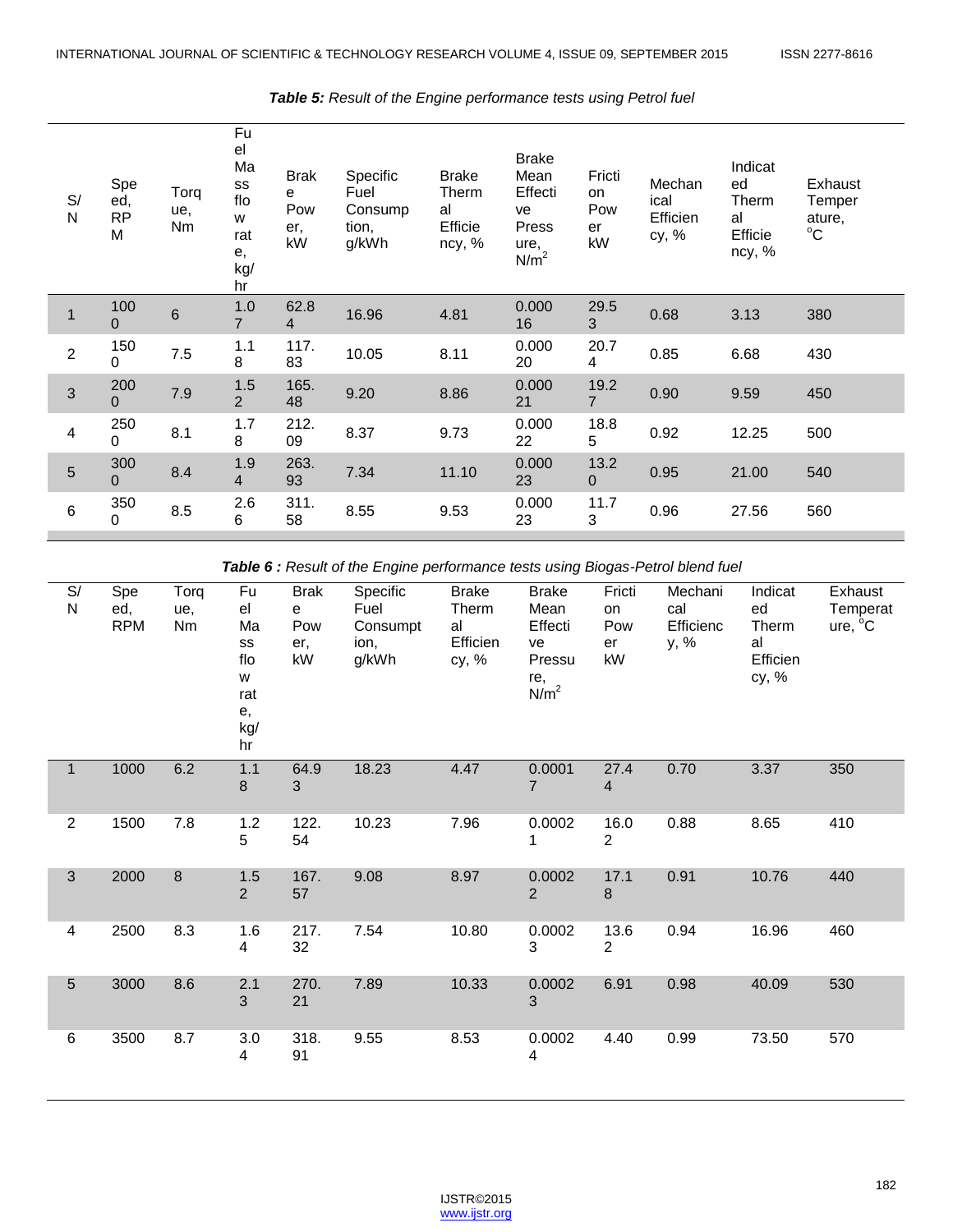***Table 5:*** *Result of the Engine performance tests using Petrol fuel*

| S/N | Speed, RPM | Torque, Nm | Fuel Mass flow rate, kg/hr | Brake Power, kW | Specific Fuel Consumption, g/kWh | Brake Thermal Efficiency, % | Brake Mean Effective Pressure, $N/m^2$ | Friction Power kW | Mechanical Efficiency, % | Indicated Thermal Efficiency, % | Exhaust Temperature, °C |
|---|---|---|---|---|---|---|---|---|---|---|---|
| 1 | 1000 | 6 | 1.07 | 62.84 | 16.96 | 4.81 | 0.00016 | 29.53 | 0.68 | 3.13 | 380 |
| 2 | 1500 | 7.5 | 1.18 | 117.83 | 10.05 | 8.11 | 0.00020 | 20.74 | 0.85 | 6.68 | 430 |
| 3 | 2000 | 7.9 | 1.52 | 165.48 | 9.20 | 8.86 | 0.00021 | 19.27 | 0.90 | 9.59 | 450 |
| 4 | 2500 | 8.1 | 1.78 | 212.09 | 8.37 | 9.73 | 0.00022 | 18.85 | 0.92 | 12.25 | 500 |
| 5 | 3000 | 8.4 | 1.94 | 263.93 | 7.34 | 11.10 | 0.00023 | 13.20 | 0.95 | 21.00 | 540 |
| 6 | 3500 | 8.5 | 2.66 | 311.58 | 8.55 | 9.53 | 0.00023 | 11.73 | 0.96 | 27.56 | 560 |

***Table 6 :*** *Result of the Engine performance tests using Biogas-Petrol blend fuel*

| S/N | Speed, RPM | Torque, Nm | Fuel Mass flow rate, kg/hr | Brake Power, kW | Specific Fuel Consumption, g/kWh | Brake Thermal Efficiency, % | Brake Mean Effective Pressure, $N/m^2$ | Friction Power kW | Mechanical Efficiency, % | Indicated Thermal Efficiency, % | Exhaust Temperature, °C |
|---|---|---|---|---|---|---|---|---|---|---|---|
| 1 | 1000 | 6.2 | 1.18 | 64.93 | 18.23 | 4.47 | 0.00017 | 27.44 | 0.70 | 3.37 | 350 |
| 2 | 1500 | 7.8 | 1.25 | 122.54 | 10.23 | 7.96 | 0.00021 | 16.02 | 0.88 | 8.65 | 410 |
| 3 | 2000 | 8 | 1.52 | 167.57 | 9.08 | 8.97 | 0.00022 | 17.18 | 0.91 | 10.76 | 440 |
| 4 | 2500 | 8.3 | 1.64 | 217.32 | 7.54 | 10.80 | 0.00023 | 13.62 | 0.94 | 16.96 | 460 |
| 5 | 3000 | 8.6 | 2.13 | 270.21 | 7.89 | 10.33 | 0.00023 | 6.91 | 0.98 | 40.09 | 530 |
| 6 | 3500 | 8.7 | 3.04 | 318.91 | 9.55 | 8.53 | 0.00024 | 4.40 | 0.99 | 73.50 | 570 |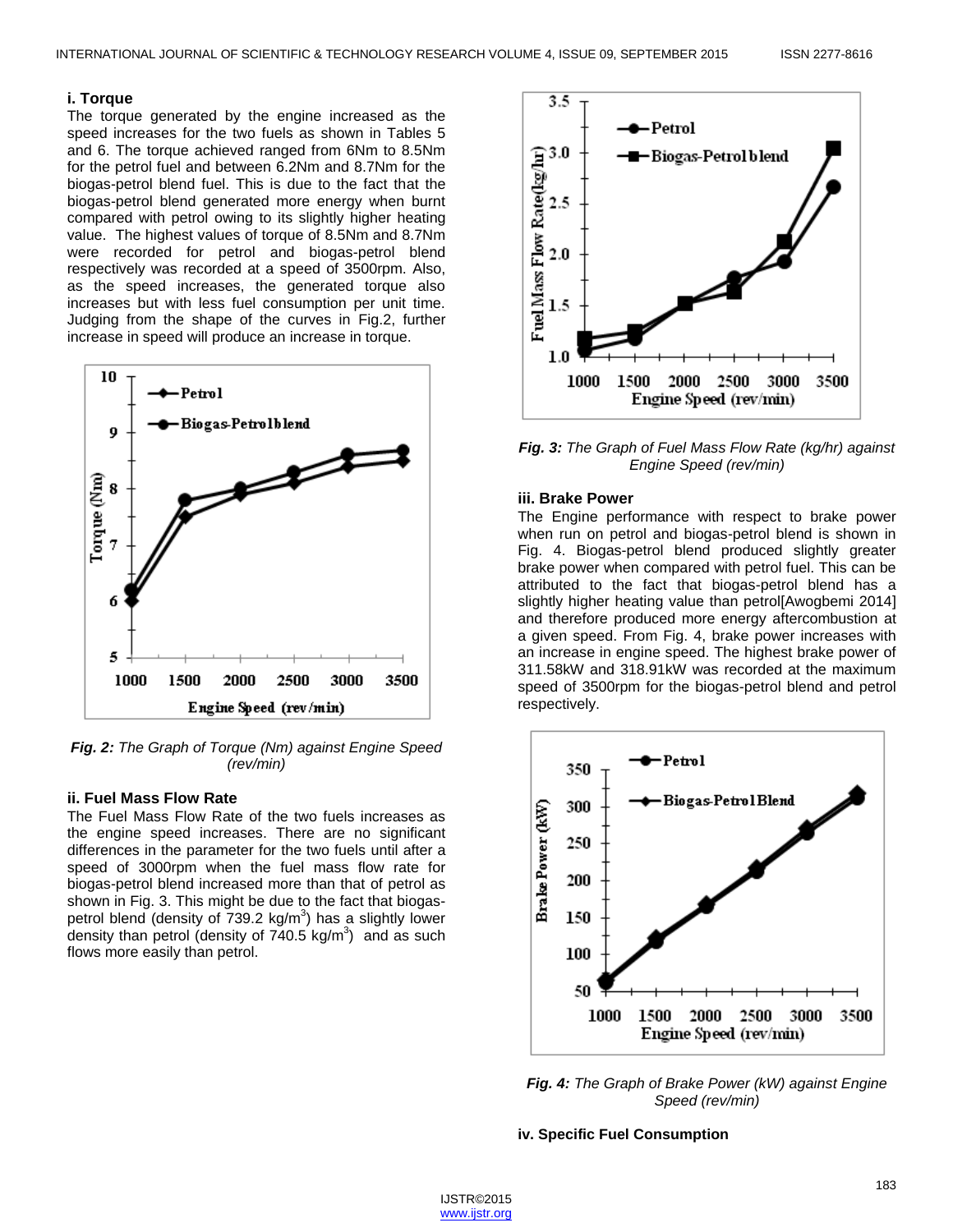### i. Torque

The torque generated by the engine increased as the speed increases for the two fuels as shown in Tables 5 and 6. The torque achieved ranged from 6Nm to 8.5Nm for the petrol fuel and between 6.2Nm and 8.7Nm for the biogas-petrol blend fuel. This is due to the fact that the biogas-petrol blend generated more energy when burnt compared with petrol owing to its slightly higher heating value. The highest values of torque of 8.5Nm and 8.7Nm were recorded for petrol and biogas-petrol blend respectively was recorded at a speed of 3500rpm. Also, as the speed increases, the generated torque also increases but with less fuel consumption per unit time. Judging from the shape of the curves in Fig.2, further increase in speed will produce an increase in torque.

***Fig. 2:*** *The Graph of Torque (Nm) against Engine Speed (rev/min)*

### ii. Fuel Mass Flow Rate

The Fuel Mass Flow Rate of the two fuels increases as the engine speed increases. There are no significant differences in the parameter for the two fuels until after a speed of 3000rpm when the fuel mass flow rate for biogas-petrol blend increased more than that of petrol as shown in Fig. 3. This might be due to the fact that biogas-petrol blend (density of 739.2 kg/$m^3$) has a slightly lower density than petrol (density of 740.5 kg/$m^3$) and as such flows more easily than petrol.

***Fig. 3:*** *The Graph of Fuel Mass Flow Rate (kg/hr) against Engine Speed (rev/min)*

### iii. Brake Power

The Engine performance with respect to brake power when run on petrol and biogas-petrol blend is shown in Fig. 4. Biogas-petrol blend produced slightly greater brake power when compared with petrol fuel. This can be attributed to the fact that biogas-petrol blend has a slightly higher heating value than petrol[Awogbemi 2014] and therefore produced more energy aftercombustion at a given speed. From Fig. 4, brake power increases with an increase in engine speed. The highest brake power of 311.58kW and 318.91kW was recorded at the maximum speed of 3500rpm for the biogas-petrol blend and petrol respectively.

***Fig. 4:*** *The Graph of Brake Power (kW) against Engine Speed (rev/min)*

### iv. Specific Fuel Consumption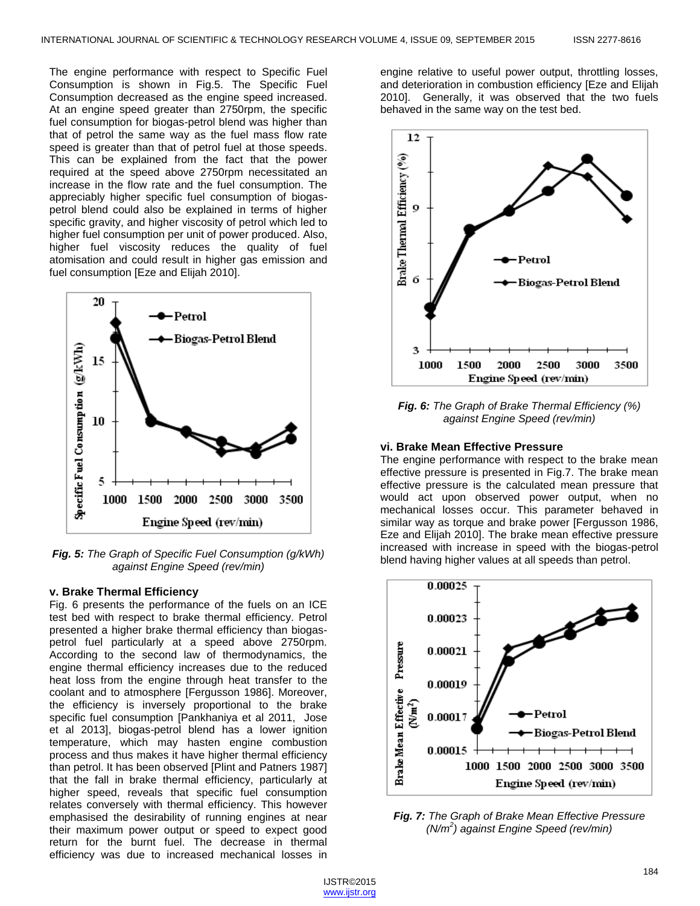The engine performance with respect to Specific Fuel Consumption is shown in Fig.5. The Specific Fuel Consumption decreased as the engine speed increased. At an engine speed greater than 2750rpm, the specific fuel consumption for biogas-petrol blend was higher than that of petrol the same way as the fuel mass flow rate speed is greater than that of petrol fuel at those speeds. This can be explained from the fact that the power required at the speed above 2750rpm necessitated an increase in the flow rate and the fuel consumption. The appreciably higher specific fuel consumption of biogas-petrol blend could also be explained in terms of higher specific gravity, and higher viscosity of petrol which led to higher fuel consumption per unit of power produced. Also, higher fuel viscosity reduces the quality of fuel atomisation and could result in higher gas emission and fuel consumption [Eze and Elijah 2010].

***Fig. 5:*** *The Graph of Specific Fuel Consumption (g/kWh) against Engine Speed (rev/min)*

### v. Brake Thermal Efficiency

Fig. 6 presents the performance of the fuels on an ICE test bed with respect to brake thermal efficiency. Petrol presented a higher brake thermal efficiency than biogas-petrol fuel particularly at a speed above 2750rpm. According to the second law of thermodynamics, the engine thermal efficiency increases due to the reduced heat loss from the engine through heat transfer to the coolant and to atmosphere [Fergusson 1986]. Moreover, the efficiency is inversely proportional to the brake specific fuel consumption [Pankhaniya et al 2011, Jose et al 2013], biogas-petrol blend has a lower ignition temperature, which may hasten engine combustion process and thus makes it have higher thermal efficiency than petrol. It has been observed [Plint and Patners 1987] that the fall in brake thermal efficiency, particularly at higher speed, reveals that specific fuel consumption relates conversely with thermal efficiency. This however emphasised the desirability of running engines at near their maximum power output or speed to expect good return for the burnt fuel. The decrease in thermal efficiency was due to increased mechanical losses in engine relative to useful power output, throttling losses, and deterioration in combustion efficiency [Eze and Elijah 2010]. Generally, it was observed that the two fuels behaved in the same way on the test bed.

***Fig. 6:*** *The Graph of Brake Thermal Efficiency (%) against Engine Speed (rev/min)*

### vi. Brake Mean Effective Pressure

The engine performance with respect to the brake mean effective pressure is presented in Fig.7. The brake mean effective pressure is the calculated mean pressure that would act upon observed power output, when no mechanical losses occur. This parameter behaved in similar way as torque and brake power [Fergusson 1986, Eze and Elijah 2010]. The brake mean effective pressure increased with increase in speed with the biogas-petrol blend having higher values at all speeds than petrol.

***Fig. 7:*** *The Graph of Brake Mean Effective Pressure ($N/m^2$) against Engine Speed (rev/min)*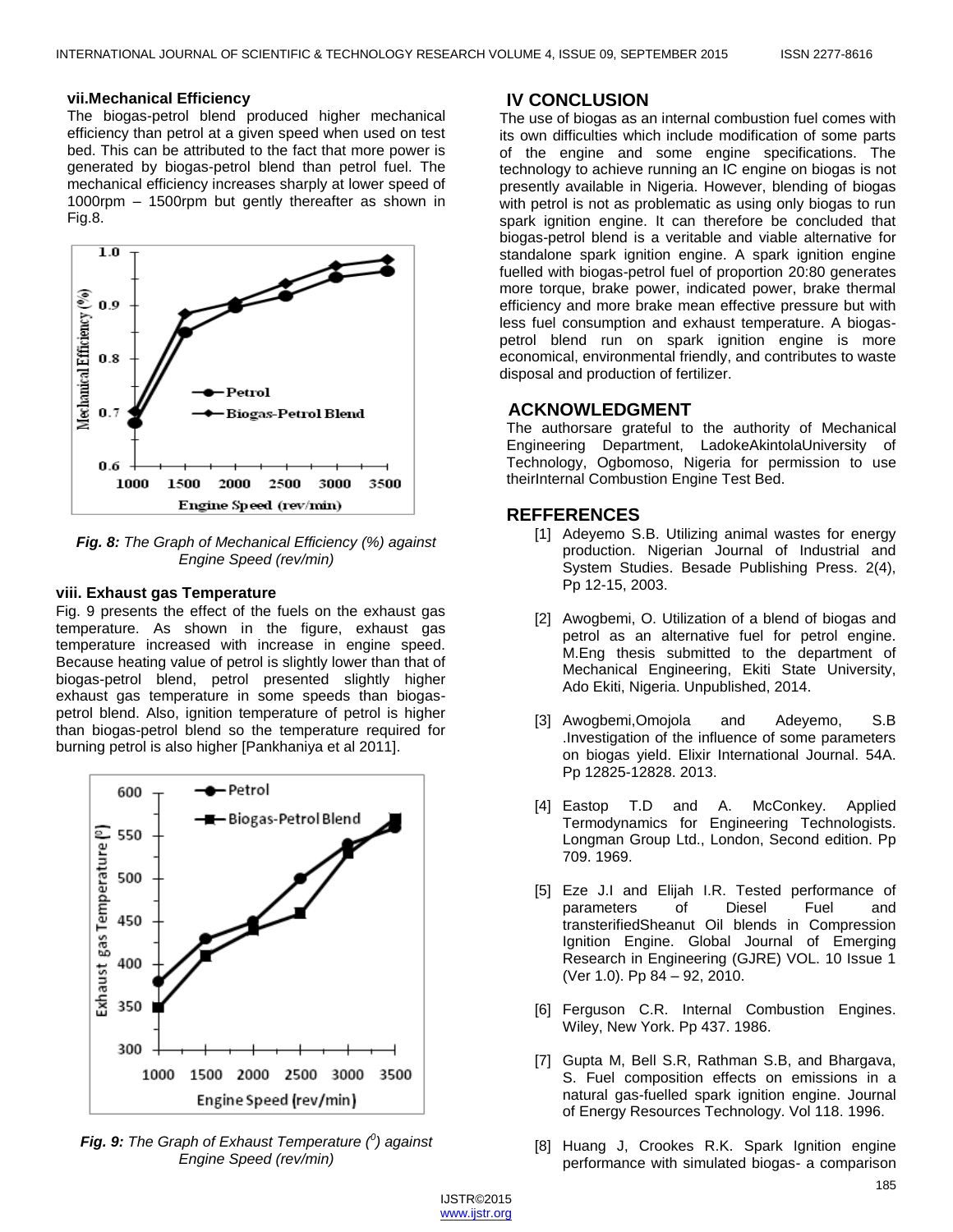### vii. Mechanical Efficiency

The biogas-petrol blend produced higher mechanical efficiency than petrol at a given speed when used on test bed. This can be attributed to the fact that more power is generated by biogas-petrol blend than petrol fuel. The mechanical efficiency increases sharply at lower speed of 1000rpm – 1500rpm but gently thereafter as shown in Fig.8.

***Fig. 8:*** *The Graph of Mechanical Efficiency (%) against Engine Speed (rev/min)*

### viii. Exhaust gas Temperature

Fig. 9 presents the effect of the fuels on the exhaust gas temperature. As shown in the figure, exhaust gas temperature increased with increase in engine speed. Because heating value of petrol is slightly lower than that of biogas-petrol blend, petrol presented slightly higher exhaust gas temperature in some speeds than biogas-petrol blend. Also, ignition temperature of petrol is higher than biogas-petrol blend so the temperature required for burning petrol is also higher [Pankhaniya et al 2011].

***Fig. 9:*** *The Graph of Exhaust Temperature ($^0$) against Engine Speed (rev/min)*

## IV CONCLUSION

The use of biogas as an internal combustion fuel comes with its own difficulties which include modification of some parts of the engine and some engine specifications. The technology to achieve running an IC engine on biogas is not presently available in Nigeria. However, blending of biogas with petrol is not as problematic as using only biogas to run spark ignition engine. It can therefore be concluded that biogas-petrol blend is a veritable and viable alternative for standalone spark ignition engine. A spark ignition engine fuelled with biogas-petrol fuel of proportion 20:80 generates more torque, brake power, indicated power, brake thermal efficiency and more brake mean effective pressure but with less fuel consumption and exhaust temperature. A biogas-petrol blend run on spark ignition engine is more economical, environmental friendly, and contributes to waste disposal and production of fertilizer.

## ACKNOWLEDGMENT

The authorsare grateful to the authority of Mechanical Engineering Department, LadokeAkintolaUniversity of Technology, Ogbomoso, Nigeria for permission to use theirInternal Combustion Engine Test Bed.

## REFFERENCES

[1] Adeyemo S.B. Utilizing animal wastes for energy production. Nigerian Journal of Industrial and System Studies. Besade Publishing Press. 2(4), Pp 12-15, 2003.

[2] Awogbemi, O. Utilization of a blend of biogas and petrol as an alternative fuel for petrol engine. M.Eng thesis submitted to the department of Mechanical Engineering, Ekiti State University, Ado Ekiti, Nigeria. Unpublished, 2014.

[3] Awogbemi,Omojola and Adeyemo, S.B .Investigation of the influence of some parameters on biogas yield. Elixir International Journal. 54A. Pp 12825-12828. 2013.

[4] Eastop T.D and A. McConkey. Applied Termodynamics for Engineering Technologists. Longman Group Ltd., London, Second edition. Pp 709. 1969.

[5] Eze J.I and Elijah I.R. Tested performance of parameters of Diesel Fuel and transterifiedSheanut Oil blends in Compression Ignition Engine. Global Journal of Emerging Research in Engineering (GJRE) VOL. 10 Issue 1 (Ver 1.0). Pp 84 – 92, 2010.

[6] Ferguson C.R. Internal Combustion Engines. Wiley, New York. Pp 437. 1986.

[7] Gupta M, Bell S.R, Rathman S.B, and Bhargava, S. Fuel composition effects on emissions in a natural gas-fuelled spark ignition engine. Journal of Energy Resources Technology. Vol 118. 1996.

[8] Huang J, Crookes R.K. Spark Ignition engine performance with simulated biogas- a comparison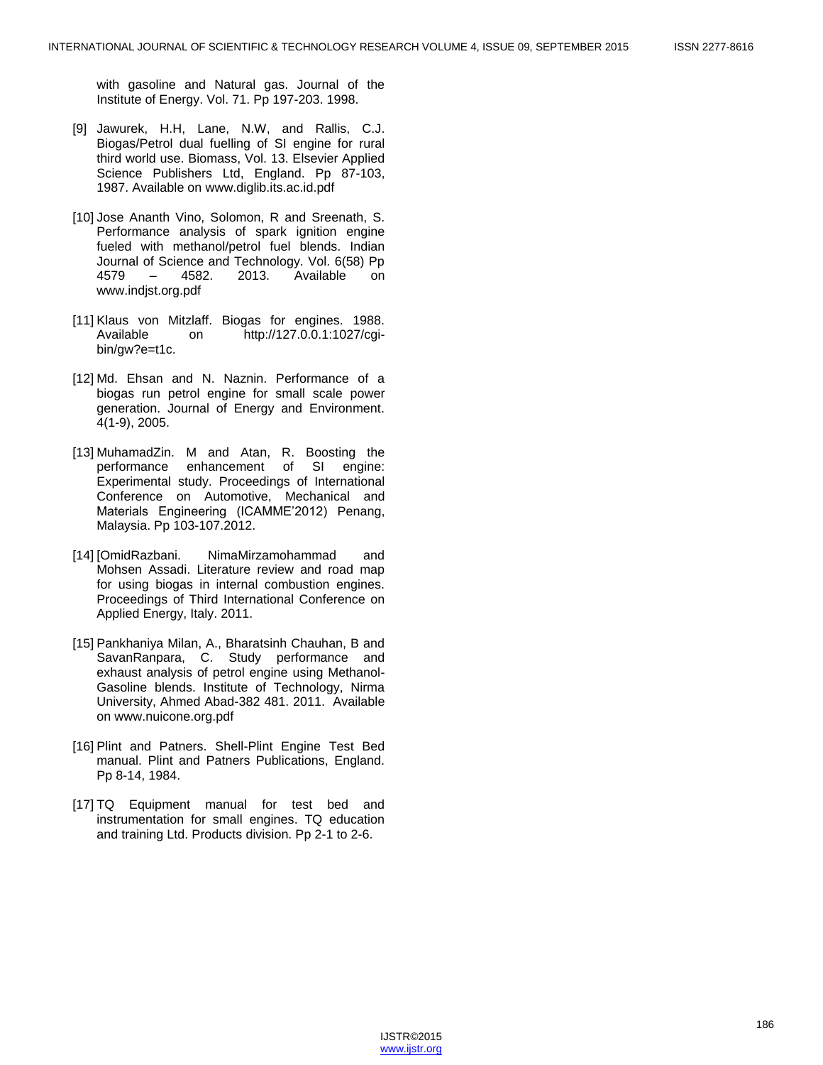with gasoline and Natural gas. Journal of the Institute of Energy. Vol. 71. Pp 197-203. 1998.

[9] Jawurek, H.H, Lane, N.W, and Rallis, C.J. Biogas/Petrol dual fuelling of SI engine for rural third world use. Biomass, Vol. 13. Elsevier Applied Science Publishers Ltd, England. Pp 87-103, 1987. Available on www.diglib.its.ac.id.pdf

[10] Jose Ananth Vino, Solomon, R and Sreenath, S. Performance analysis of spark ignition engine fueled with methanol/petrol fuel blends. Indian Journal of Science and Technology. Vol. 6(58) Pp 4579 – 4582. 2013. Available on www.indjst.org.pdf

[11] Klaus von Mitzlaff. Biogas for engines. 1988. Available on http://127.0.0.1:1027/cgi-bin/gw?e=t1c.

[12] Md. Ehsan and N. Naznin. Performance of a biogas run petrol engine for small scale power generation. Journal of Energy and Environment. 4(1-9), 2005.

[13] MuhamadZin. M and Atan, R. Boosting the performance enhancement of SI engine: Experimental study. Proceedings of International Conference on Automotive, Mechanical and Materials Engineering (ICAMME'2012) Penang, Malaysia. Pp 103-107.2012.

[14] [OmidRazbani. NimaMirzamohammad and Mohsen Assadi. Literature review and road map for using biogas in internal combustion engines. Proceedings of Third International Conference on Applied Energy, Italy. 2011.

[15] Pankhaniya Milan, A., Bharatsinh Chauhan, B and SavanRanpara, C. Study performance and exhaust analysis of petrol engine using Methanol-Gasoline blends. Institute of Technology, Nirma University, Ahmed Abad-382 481. 2011. Available on www.nuicone.org.pdf

[16] Plint and Patners. Shell-Plint Engine Test Bed manual. Plint and Patners Publications, England. Pp 8-14, 1984.

[17] TQ Equipment manual for test bed and instrumentation for small engines. TQ education and training Ltd. Products division. Pp 2-1 to 2-6.